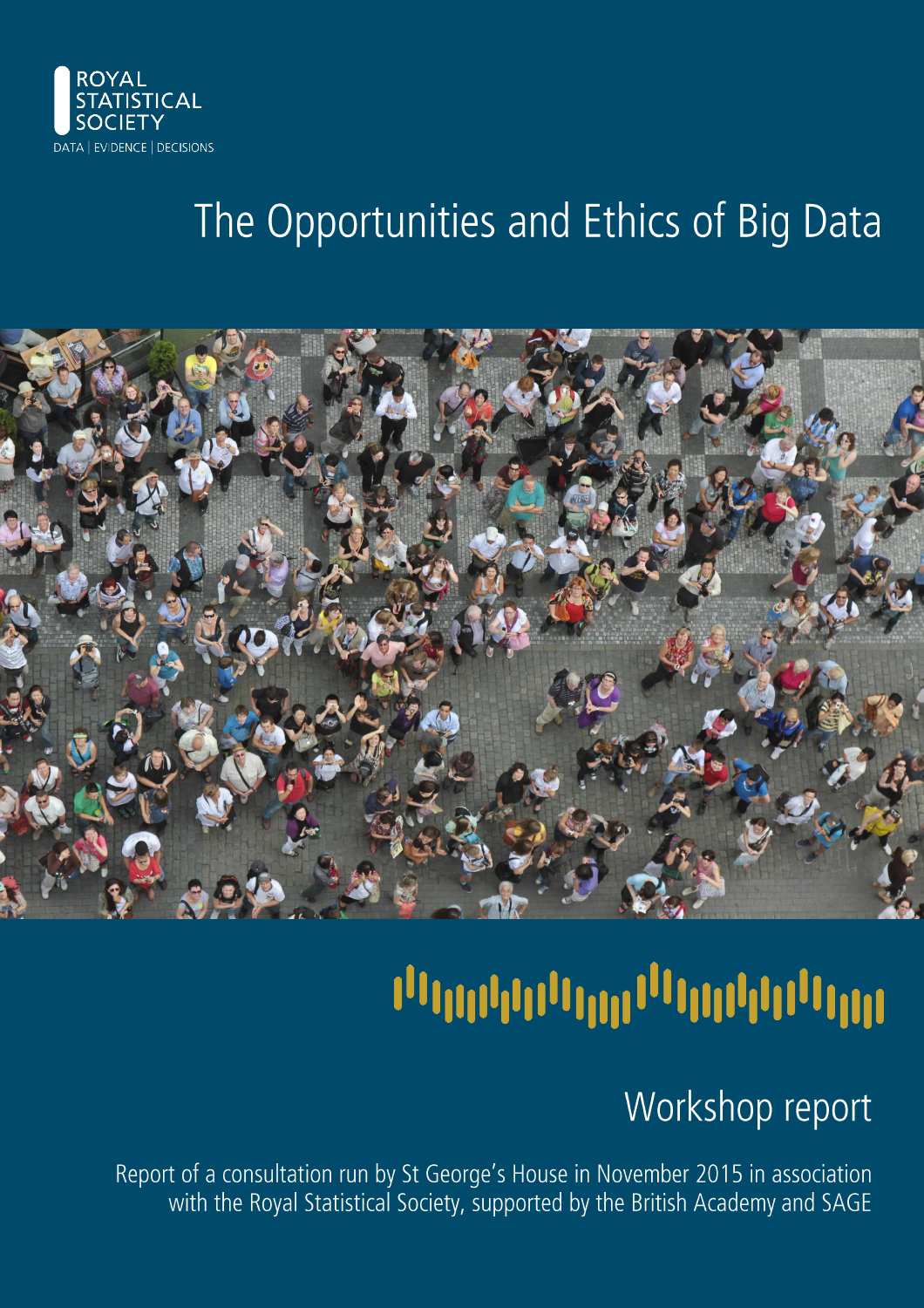ROYAL STATISTICAL SOCIETY

DATA | EVIDENCE | DECISIONS

# The Opportunities and Ethics of Big Data

## Workshop report

Report of a consultation run by St George's House in November 2015 in association with the Royal Statistical Society, supported by the British Academy and SAGE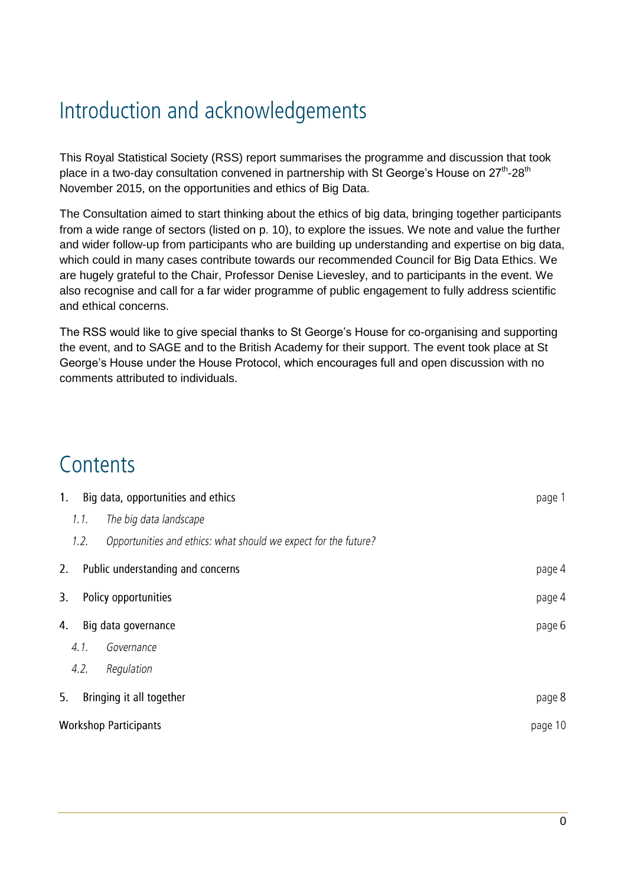# Introduction and acknowledgements

This Royal Statistical Society (RSS) report summarises the programme and discussion that took place in a two-day consultation convened in partnership with St George's House on 27th-28th November 2015, on the opportunities and ethics of Big Data.

The Consultation aimed to start thinking about the ethics of big data, bringing together participants from a wide range of sectors (listed on p. 10), to explore the issues. We note and value the further and wider follow-up from participants who are building up understanding and expertise on big data, which could in many cases contribute towards our recommended Council for Big Data Ethics. We are hugely grateful to the Chair, Professor Denise Lievesley, and to participants in the event. We also recognise and call for a far wider programme of public engagement to fully address scientific and ethical concerns.

The RSS would like to give special thanks to St George's House for co-organising and supporting the event, and to SAGE and to the British Academy for their support. The event took place at St George's House under the House Protocol, which encourages full and open discussion with no comments attributed to individuals.

# Contents

| | | |
|---|---|---|
| 1. | Big data, opportunities and ethics | page 1 |
| *1.1.* | *The big data landscape* | |
| *1.2.* | *Opportunities and ethics: what should we expect for the future?* | |
| 2. | Public understanding and concerns | page 4 |
| 3. | Policy opportunities | page 4 |
| 4. | Big data governance | page 6 |
| *4.1.* | *Governance* | |
| *4.2.* | *Regulation* | |
| 5. | Bringing it all together | page 8 |
| | Workshop Participants | page 10 |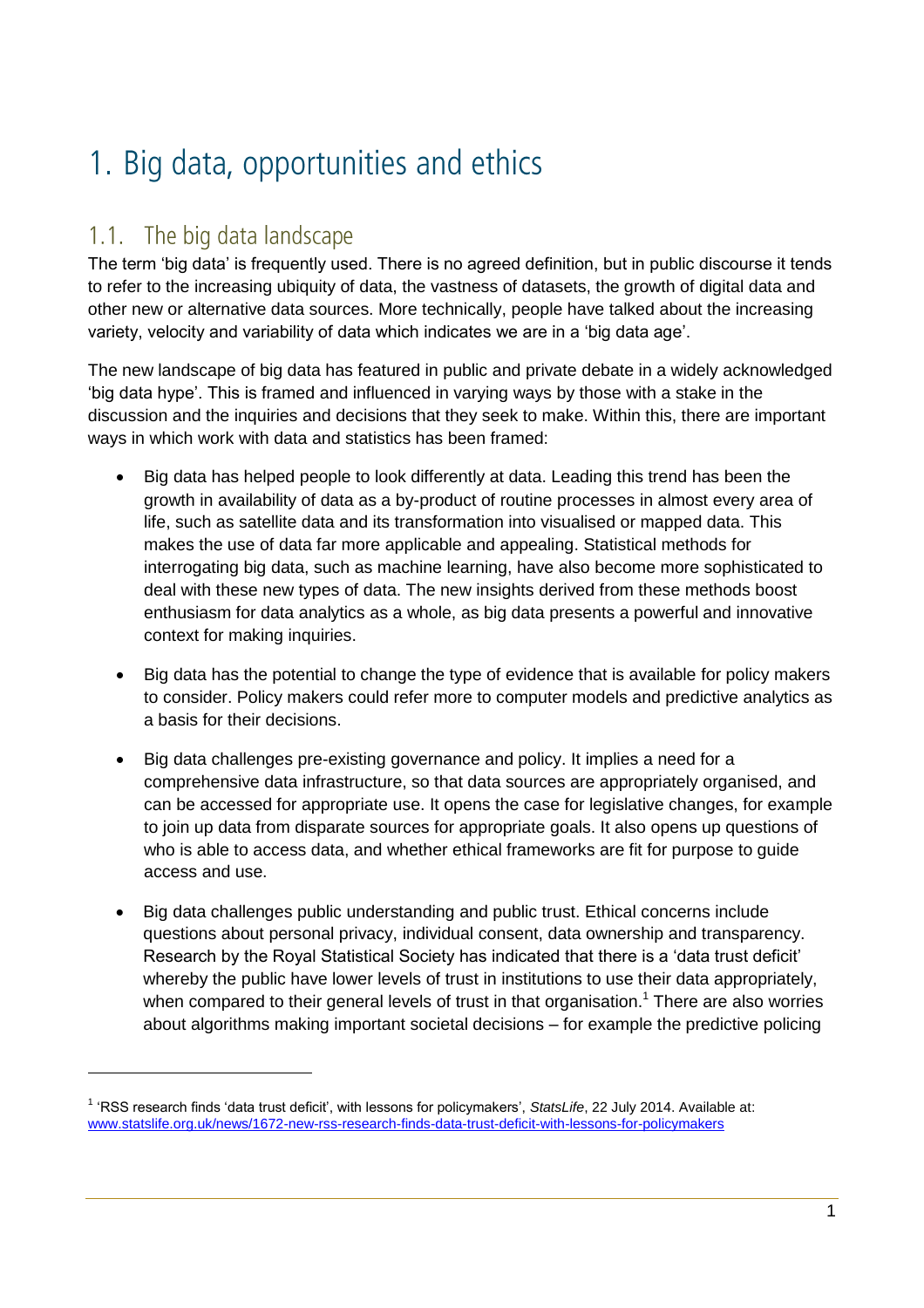# 1. Big data, opportunities and ethics

## 1.1. The big data landscape

The term 'big data' is frequently used. There is no agreed definition, but in public discourse it tends to refer to the increasing ubiquity of data, the vastness of datasets, the growth of digital data and other new or alternative data sources. More technically, people have talked about the increasing variety, velocity and variability of data which indicates we are in a 'big data age'.

The new landscape of big data has featured in public and private debate in a widely acknowledged 'big data hype'. This is framed and influenced in varying ways by those with a stake in the discussion and the inquiries and decisions that they seek to make. Within this, there are important ways in which work with data and statistics has been framed:

- Big data has helped people to look differently at data. Leading this trend has been the growth in availability of data as a by-product of routine processes in almost every area of life, such as satellite data and its transformation into visualised or mapped data. This makes the use of data far more applicable and appealing. Statistical methods for interrogating big data, such as machine learning, have also become more sophisticated to deal with these new types of data. The new insights derived from these methods boost enthusiasm for data analytics as a whole, as big data presents a powerful and innovative context for making inquiries.

- Big data has the potential to change the type of evidence that is available for policy makers to consider. Policy makers could refer more to computer models and predictive analytics as a basis for their decisions.

- Big data challenges pre-existing governance and policy. It implies a need for a comprehensive data infrastructure, so that data sources are appropriately organised, and can be accessed for appropriate use. It opens the case for legislative changes, for example to join up data from disparate sources for appropriate goals. It also opens up questions of who is able to access data, and whether ethical frameworks are fit for purpose to guide access and use.

- Big data challenges public understanding and public trust. Ethical concerns include questions about personal privacy, individual consent, data ownership and transparency. Research by the Royal Statistical Society has indicated that there is a 'data trust deficit' whereby the public have lower levels of trust in institutions to use their data appropriately, when compared to their general levels of trust in that organisation.[1] There are also worries about algorithms making important societal decisions – for example the predictive policing

[1] 'RSS research finds 'data trust deficit', with lessons for policymakers', *StatsLife*, 22 July 2014. Available at: www.statslife.org.uk/news/1672-new-rss-research-finds-data-trust-deficit-with-lessons-for-policymakers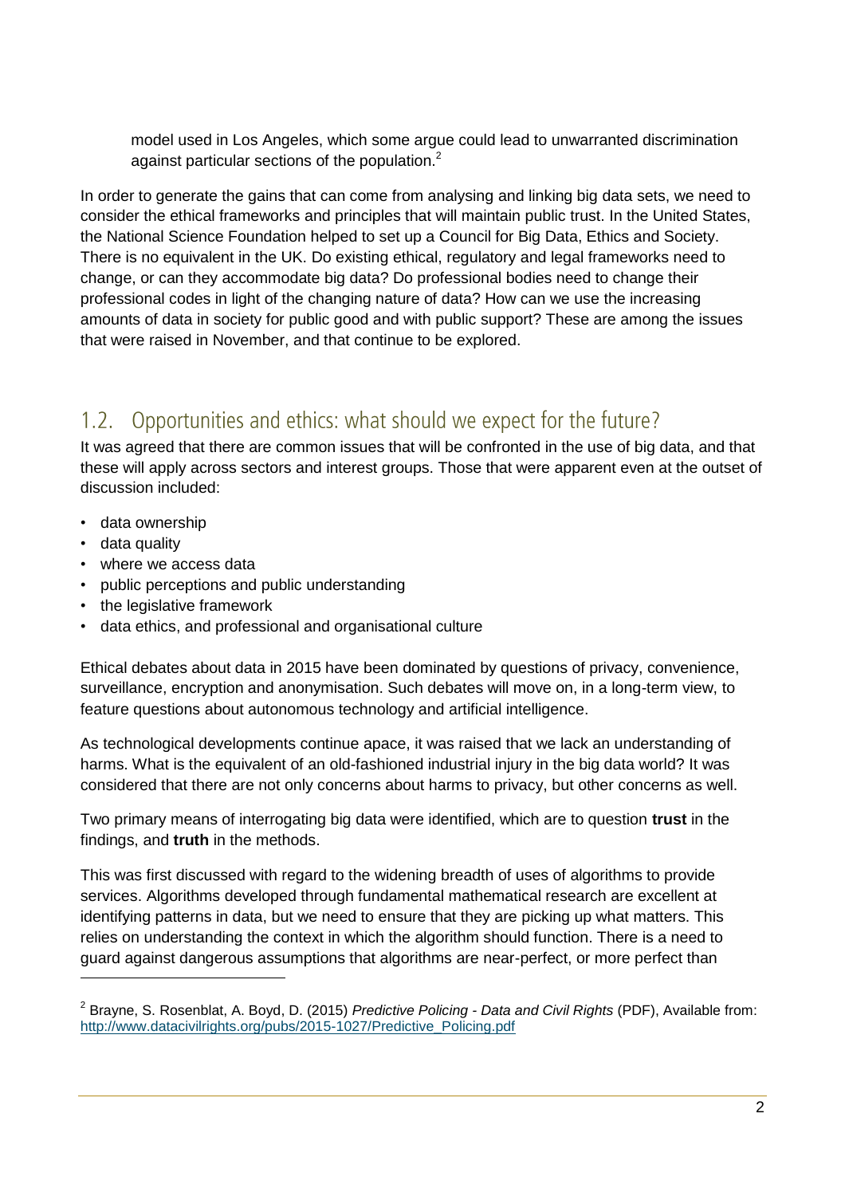model used in Los Angeles, which some argue could lead to unwarranted discrimination against particular sections of the population.[2]

In order to generate the gains that can come from analysing and linking big data sets, we need to consider the ethical frameworks and principles that will maintain public trust. In the United States, the National Science Foundation helped to set up a Council for Big Data, Ethics and Society. There is no equivalent in the UK. Do existing ethical, regulatory and legal frameworks need to change, or can they accommodate big data? Do professional bodies need to change their professional codes in light of the changing nature of data? How can we use the increasing amounts of data in society for public good and with public support? These are among the issues that were raised in November, and that continue to be explored.

## 1.2. Opportunities and ethics: what should we expect for the future?

It was agreed that there are common issues that will be confronted in the use of big data, and that these will apply across sectors and interest groups. Those that were apparent even at the outset of discussion included:

- data ownership
- data quality
- where we access data
- public perceptions and public understanding
- the legislative framework
- data ethics, and professional and organisational culture

Ethical debates about data in 2015 have been dominated by questions of privacy, convenience, surveillance, encryption and anonymisation. Such debates will move on, in a long-term view, to feature questions about autonomous technology and artificial intelligence.

As technological developments continue apace, it was raised that we lack an understanding of harms. What is the equivalent of an old-fashioned industrial injury in the big data world? It was considered that there are not only concerns about harms to privacy, but other concerns as well.

Two primary means of interrogating big data were identified, which are to question **trust** in the findings, and **truth** in the methods.

This was first discussed with regard to the widening breadth of uses of algorithms to provide services. Algorithms developed through fundamental mathematical research are excellent at identifying patterns in data, but we need to ensure that they are picking up what matters. This relies on understanding the context in which the algorithm should function. There is a need to guard against dangerous assumptions that algorithms are near-perfect, or more perfect than

[2] Brayne, S. Rosenblat, A. Boyd, D. (2015) *Predictive Policing - Data and Civil Rights* (PDF), Available from: http://www.datacivilrights.org/pubs/2015-1027/Predictive_Policing.pdf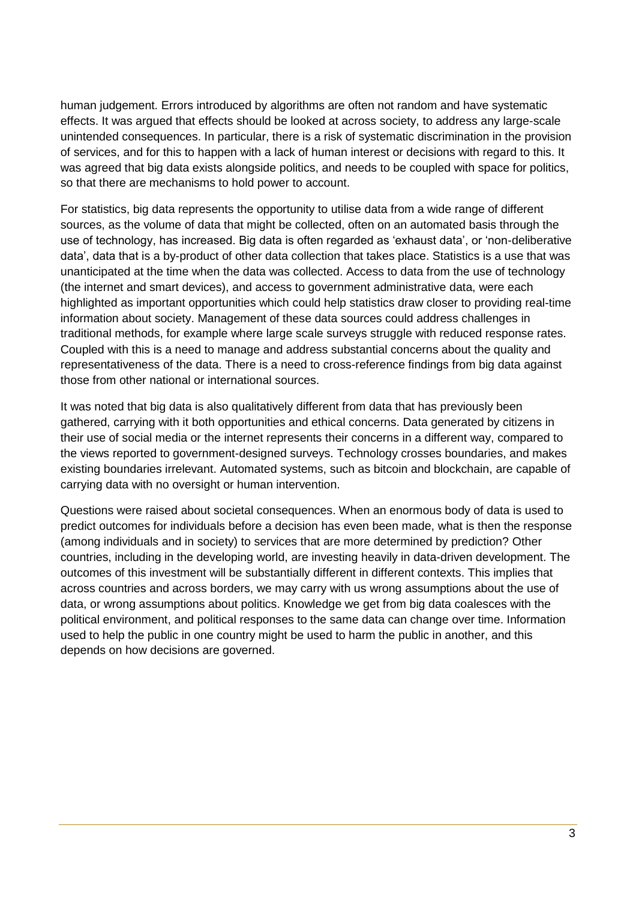human judgement. Errors introduced by algorithms are often not random and have systematic effects. It was argued that effects should be looked at across society, to address any large-scale unintended consequences. In particular, there is a risk of systematic discrimination in the provision of services, and for this to happen with a lack of human interest or decisions with regard to this. It was agreed that big data exists alongside politics, and needs to be coupled with space for politics, so that there are mechanisms to hold power to account.

For statistics, big data represents the opportunity to utilise data from a wide range of different sources, as the volume of data that might be collected, often on an automated basis through the use of technology, has increased. Big data is often regarded as 'exhaust data', or 'non-deliberative data', data that is a by-product of other data collection that takes place. Statistics is a use that was unanticipated at the time when the data was collected. Access to data from the use of technology (the internet and smart devices), and access to government administrative data, were each highlighted as important opportunities which could help statistics draw closer to providing real-time information about society. Management of these data sources could address challenges in traditional methods, for example where large scale surveys struggle with reduced response rates. Coupled with this is a need to manage and address substantial concerns about the quality and representativeness of the data. There is a need to cross-reference findings from big data against those from other national or international sources.

It was noted that big data is also qualitatively different from data that has previously been gathered, carrying with it both opportunities and ethical concerns. Data generated by citizens in their use of social media or the internet represents their concerns in a different way, compared to the views reported to government-designed surveys. Technology crosses boundaries, and makes existing boundaries irrelevant. Automated systems, such as bitcoin and blockchain, are capable of carrying data with no oversight or human intervention.

Questions were raised about societal consequences. When an enormous body of data is used to predict outcomes for individuals before a decision has even been made, what is then the response (among individuals and in society) to services that are more determined by prediction? Other countries, including in the developing world, are investing heavily in data-driven development. The outcomes of this investment will be substantially different in different contexts. This implies that across countries and across borders, we may carry with us wrong assumptions about the use of data, or wrong assumptions about politics. Knowledge we get from big data coalesces with the political environment, and political responses to the same data can change over time. Information used to help the public in one country might be used to harm the public in another, and this depends on how decisions are governed.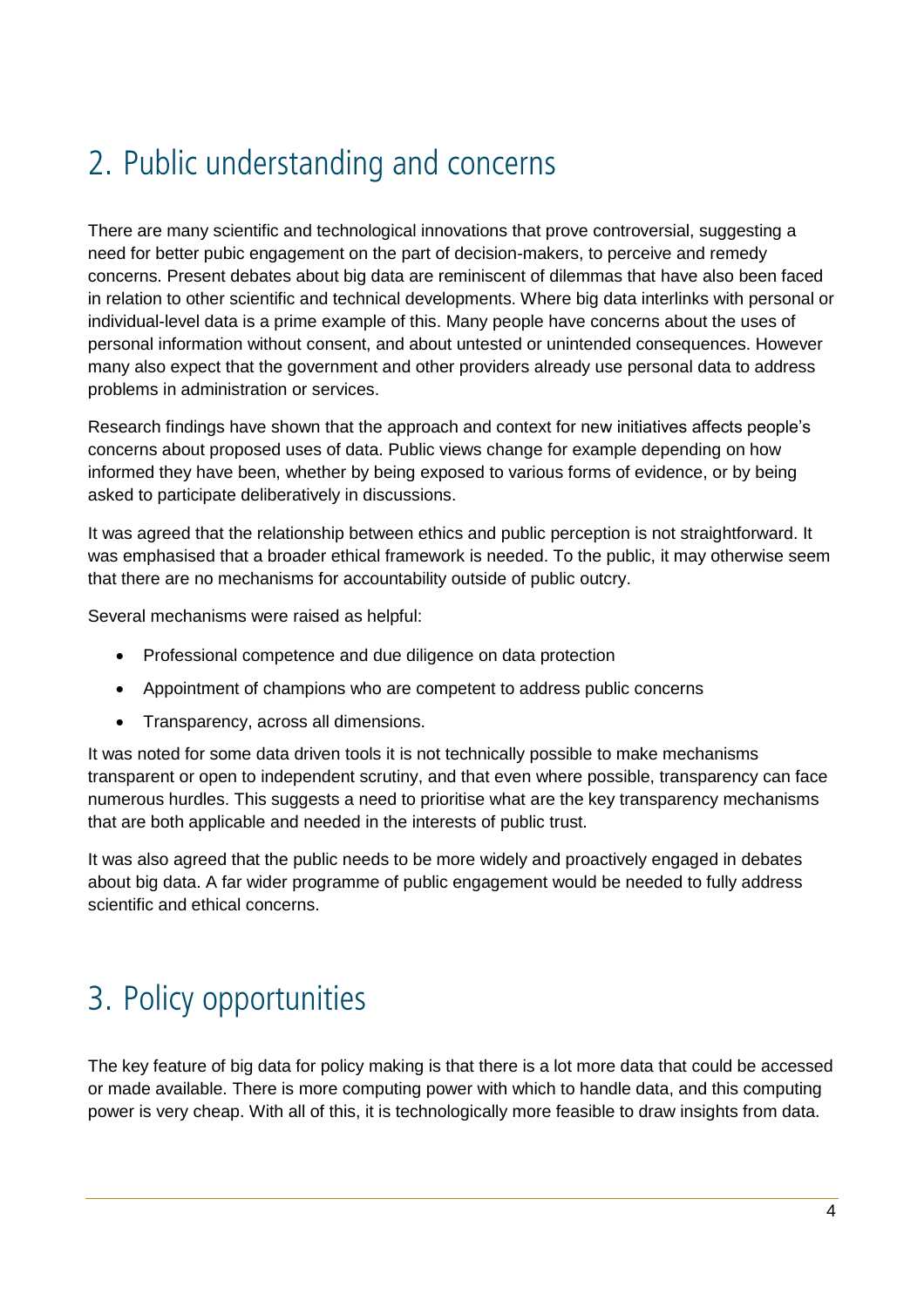## 2. Public understanding and concerns

There are many scientific and technological innovations that prove controversial, suggesting a need for better pubic engagement on the part of decision-makers, to perceive and remedy concerns. Present debates about big data are reminiscent of dilemmas that have also been faced in relation to other scientific and technical developments. Where big data interlinks with personal or individual-level data is a prime example of this. Many people have concerns about the uses of personal information without consent, and about untested or unintended consequences. However many also expect that the government and other providers already use personal data to address problems in administration or services.

Research findings have shown that the approach and context for new initiatives affects people's concerns about proposed uses of data. Public views change for example depending on how informed they have been, whether by being exposed to various forms of evidence, or by being asked to participate deliberatively in discussions.

It was agreed that the relationship between ethics and public perception is not straightforward. It was emphasised that a broader ethical framework is needed. To the public, it may otherwise seem that there are no mechanisms for accountability outside of public outcry.

Several mechanisms were raised as helpful:

- Professional competence and due diligence on data protection
- Appointment of champions who are competent to address public concerns
- Transparency, across all dimensions.

It was noted for some data driven tools it is not technically possible to make mechanisms transparent or open to independent scrutiny, and that even where possible, transparency can face numerous hurdles. This suggests a need to prioritise what are the key transparency mechanisms that are both applicable and needed in the interests of public trust.

It was also agreed that the public needs to be more widely and proactively engaged in debates about big data. A far wider programme of public engagement would be needed to fully address scientific and ethical concerns.

## 3. Policy opportunities

The key feature of big data for policy making is that there is a lot more data that could be accessed or made available. There is more computing power with which to handle data, and this computing power is very cheap. With all of this, it is technologically more feasible to draw insights from data.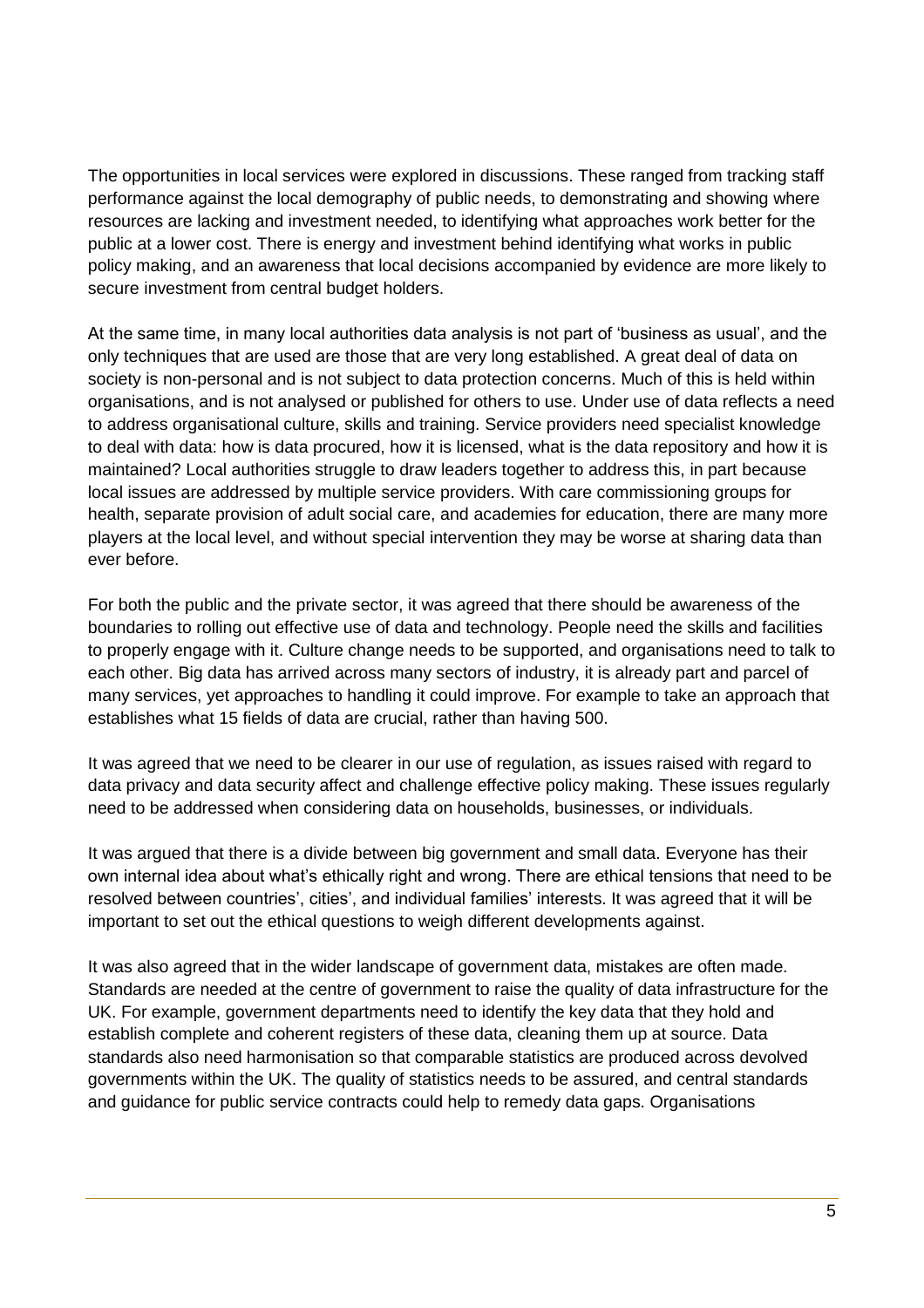The opportunities in local services were explored in discussions. These ranged from tracking staff performance against the local demography of public needs, to demonstrating and showing where resources are lacking and investment needed, to identifying what approaches work better for the public at a lower cost. There is energy and investment behind identifying what works in public policy making, and an awareness that local decisions accompanied by evidence are more likely to secure investment from central budget holders.

At the same time, in many local authorities data analysis is not part of 'business as usual', and the only techniques that are used are those that are very long established. A great deal of data on society is non-personal and is not subject to data protection concerns. Much of this is held within organisations, and is not analysed or published for others to use. Under use of data reflects a need to address organisational culture, skills and training. Service providers need specialist knowledge to deal with data: how is data procured, how it is licensed, what is the data repository and how it is maintained? Local authorities struggle to draw leaders together to address this, in part because local issues are addressed by multiple service providers. With care commissioning groups for health, separate provision of adult social care, and academies for education, there are many more players at the local level, and without special intervention they may be worse at sharing data than ever before.

For both the public and the private sector, it was agreed that there should be awareness of the boundaries to rolling out effective use of data and technology. People need the skills and facilities to properly engage with it. Culture change needs to be supported, and organisations need to talk to each other. Big data has arrived across many sectors of industry, it is already part and parcel of many services, yet approaches to handling it could improve. For example to take an approach that establishes what 15 fields of data are crucial, rather than having 500.

It was agreed that we need to be clearer in our use of regulation, as issues raised with regard to data privacy and data security affect and challenge effective policy making. These issues regularly need to be addressed when considering data on households, businesses, or individuals.

It was argued that there is a divide between big government and small data. Everyone has their own internal idea about what's ethically right and wrong. There are ethical tensions that need to be resolved between countries', cities', and individual families' interests. It was agreed that it will be important to set out the ethical questions to weigh different developments against.

It was also agreed that in the wider landscape of government data, mistakes are often made. Standards are needed at the centre of government to raise the quality of data infrastructure for the UK. For example, government departments need to identify the key data that they hold and establish complete and coherent registers of these data, cleaning them up at source. Data standards also need harmonisation so that comparable statistics are produced across devolved governments within the UK. The quality of statistics needs to be assured, and central standards and guidance for public service contracts could help to remedy data gaps. Organisations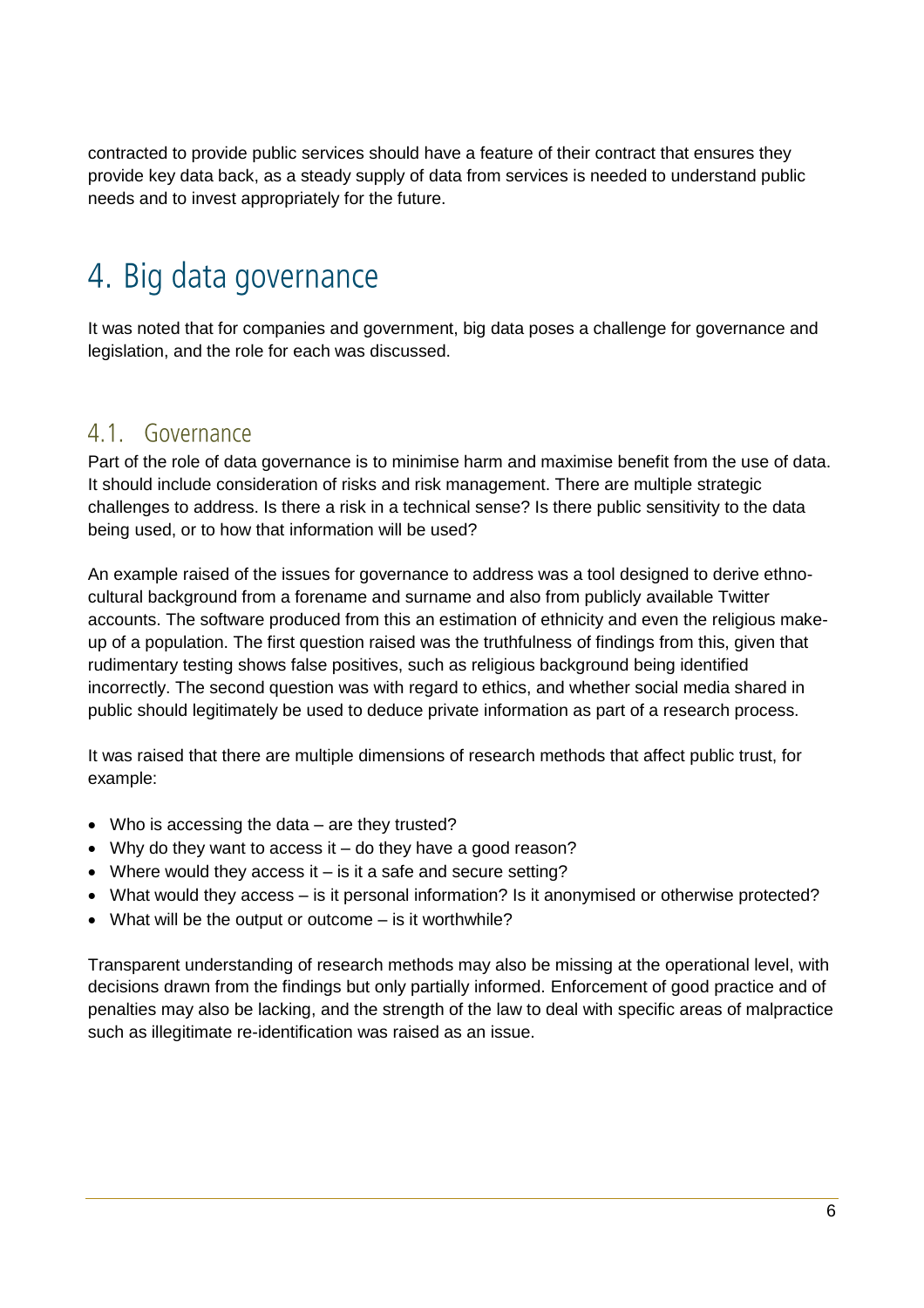contracted to provide public services should have a feature of their contract that ensures they provide key data back, as a steady supply of data from services is needed to understand public needs and to invest appropriately for the future.

# 4. Big data governance

It was noted that for companies and government, big data poses a challenge for governance and legislation, and the role for each was discussed.

## 4.1. Governance

Part of the role of data governance is to minimise harm and maximise benefit from the use of data. It should include consideration of risks and risk management. There are multiple strategic challenges to address. Is there a risk in a technical sense? Is there public sensitivity to the data being used, or to how that information will be used?

An example raised of the issues for governance to address was a tool designed to derive ethno-cultural background from a forename and surname and also from publicly available Twitter accounts. The software produced from this an estimation of ethnicity and even the religious make-up of a population. The first question raised was the truthfulness of findings from this, given that rudimentary testing shows false positives, such as religious background being identified incorrectly. The second question was with regard to ethics, and whether social media shared in public should legitimately be used to deduce private information as part of a research process.

It was raised that there are multiple dimensions of research methods that affect public trust, for example:

- Who is accessing the data – are they trusted?
- Why do they want to access it – do they have a good reason?
- Where would they access it – is it a safe and secure setting?
- What would they access – is it personal information? Is it anonymised or otherwise protected?
- What will be the output or outcome – is it worthwhile?

Transparent understanding of research methods may also be missing at the operational level, with decisions drawn from the findings but only partially informed. Enforcement of good practice and of penalties may also be lacking, and the strength of the law to deal with specific areas of malpractice such as illegitimate re-identification was raised as an issue.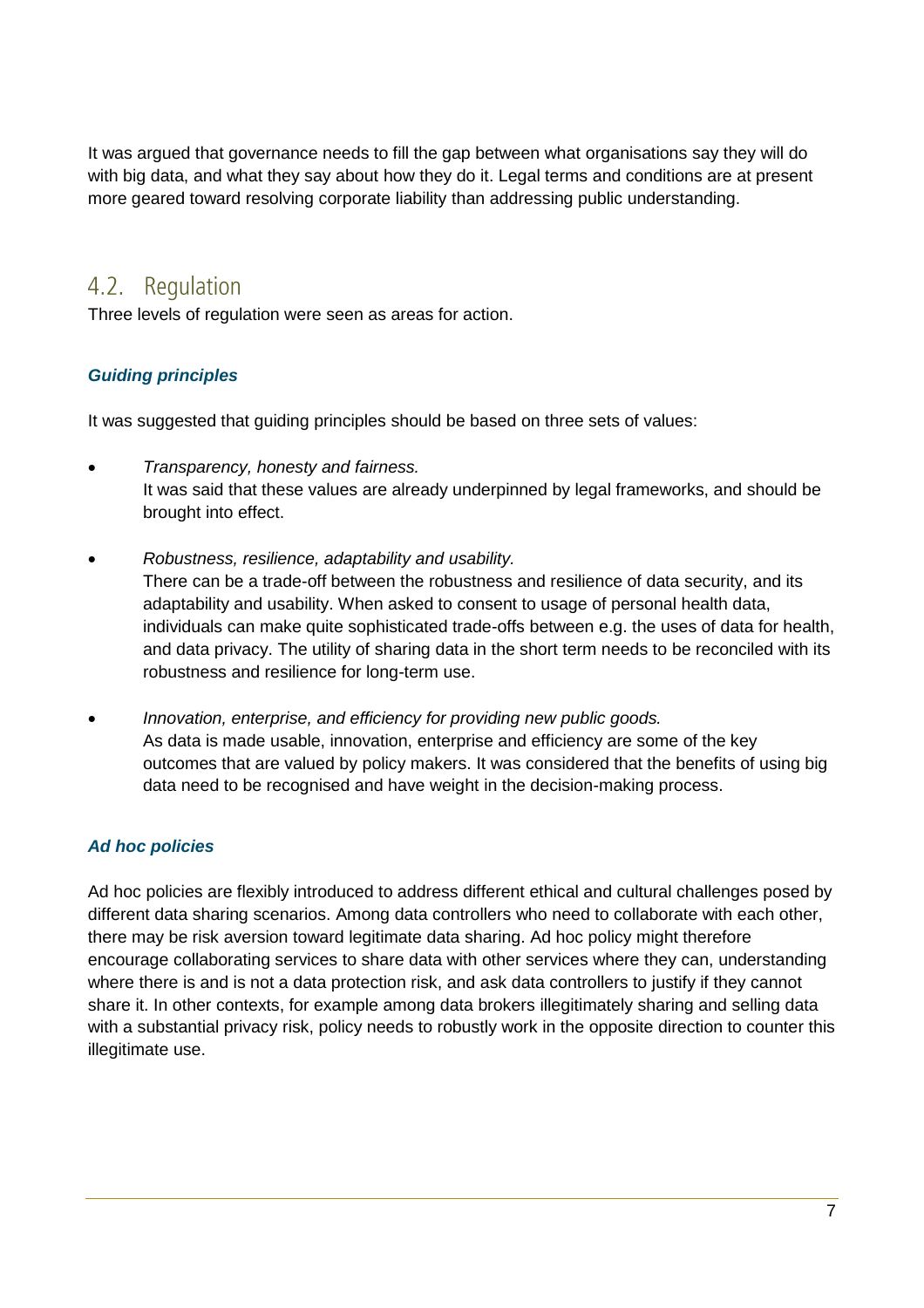It was argued that governance needs to fill the gap between what organisations say they will do with big data, and what they say about how they do it. Legal terms and conditions are at present more geared toward resolving corporate liability than addressing public understanding.

## 4.2. Regulation

Three levels of regulation were seen as areas for action.

### ***Guiding principles***

It was suggested that guiding principles should be based on three sets of values:

- *Transparency, honesty and fairness.*
  It was said that these values are already underpinned by legal frameworks, and should be brought into effect.

- *Robustness, resilience, adaptability and usability.*
  There can be a trade-off between the robustness and resilience of data security, and its adaptability and usability. When asked to consent to usage of personal health data, individuals can make quite sophisticated trade-offs between e.g. the uses of data for health, and data privacy. The utility of sharing data in the short term needs to be reconciled with its robustness and resilience for long-term use.

- *Innovation, enterprise, and efficiency for providing new public goods.*
  As data is made usable, innovation, enterprise and efficiency are some of the key outcomes that are valued by policy makers. It was considered that the benefits of using big data need to be recognised and have weight in the decision-making process.

### ***Ad hoc policies***

Ad hoc policies are flexibly introduced to address different ethical and cultural challenges posed by different data sharing scenarios. Among data controllers who need to collaborate with each other, there may be risk aversion toward legitimate data sharing. Ad hoc policy might therefore encourage collaborating services to share data with other services where they can, understanding where there is and is not a data protection risk, and ask data controllers to justify if they cannot share it. In other contexts, for example among data brokers illegitimately sharing and selling data with a substantial privacy risk, policy needs to robustly work in the opposite direction to counter this illegitimate use.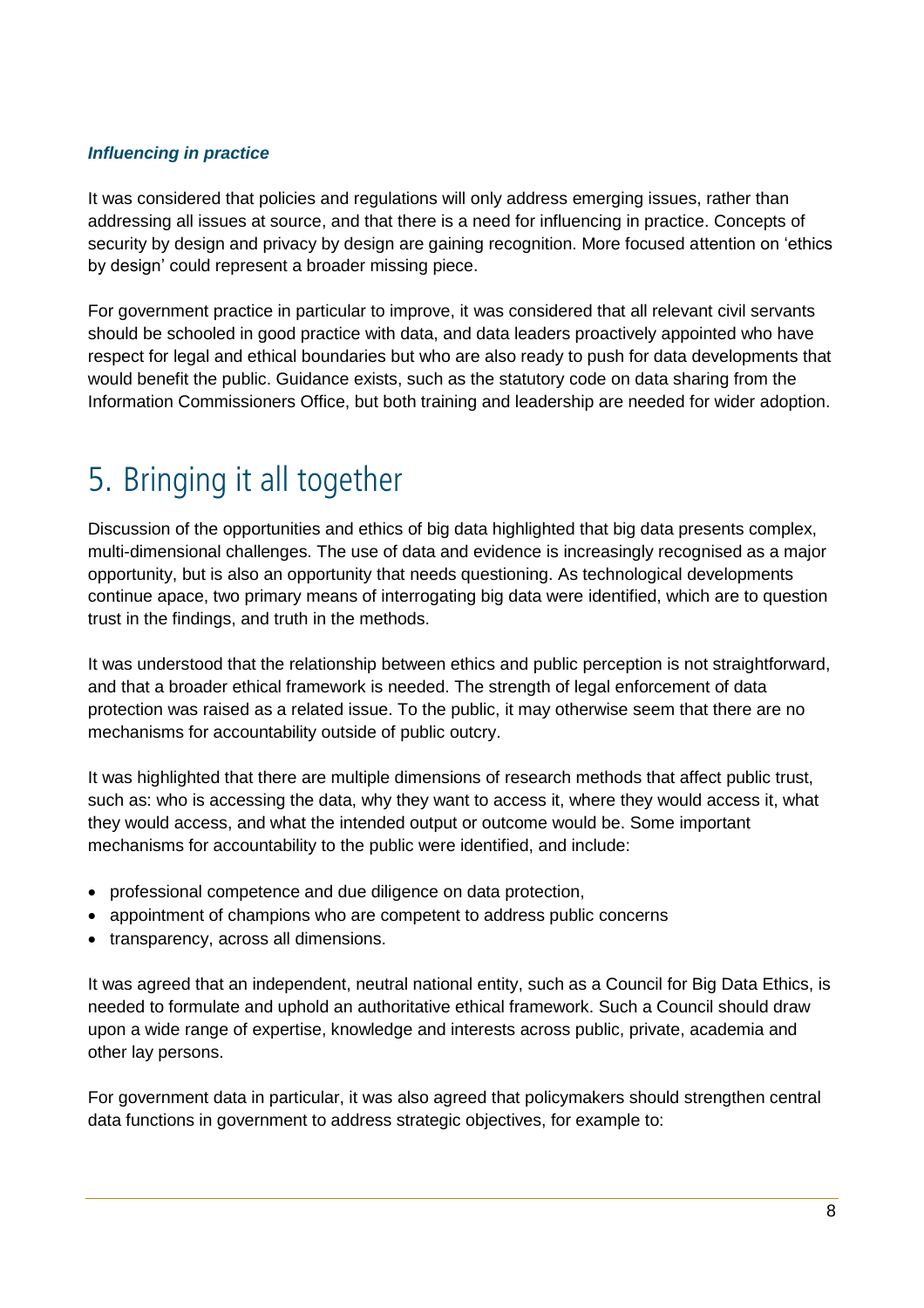### *Influencing in practice*

It was considered that policies and regulations will only address emerging issues, rather than addressing all issues at source, and that there is a need for influencing in practice. Concepts of security by design and privacy by design are gaining recognition. More focused attention on 'ethics by design' could represent a broader missing piece.

For government practice in particular to improve, it was considered that all relevant civil servants should be schooled in good practice with data, and data leaders proactively appointed who have respect for legal and ethical boundaries but who are also ready to push for data developments that would benefit the public. Guidance exists, such as the statutory code on data sharing from the Information Commissioners Office, but both training and leadership are needed for wider adoption.

# 5. Bringing it all together

Discussion of the opportunities and ethics of big data highlighted that big data presents complex, multi-dimensional challenges. The use of data and evidence is increasingly recognised as a major opportunity, but is also an opportunity that needs questioning. As technological developments continue apace, two primary means of interrogating big data were identified, which are to question trust in the findings, and truth in the methods.

It was understood that the relationship between ethics and public perception is not straightforward, and that a broader ethical framework is needed. The strength of legal enforcement of data protection was raised as a related issue. To the public, it may otherwise seem that there are no mechanisms for accountability outside of public outcry.

It was highlighted that there are multiple dimensions of research methods that affect public trust, such as: who is accessing the data, why they want to access it, where they would access it, what they would access, and what the intended output or outcome would be. Some important mechanisms for accountability to the public were identified, and include:

- professional competence and due diligence on data protection,
- appointment of champions who are competent to address public concerns
- transparency, across all dimensions.

It was agreed that an independent, neutral national entity, such as a Council for Big Data Ethics, is needed to formulate and uphold an authoritative ethical framework. Such a Council should draw upon a wide range of expertise, knowledge and interests across public, private, academia and other lay persons.

For government data in particular, it was also agreed that policymakers should strengthen central data functions in government to address strategic objectives, for example to: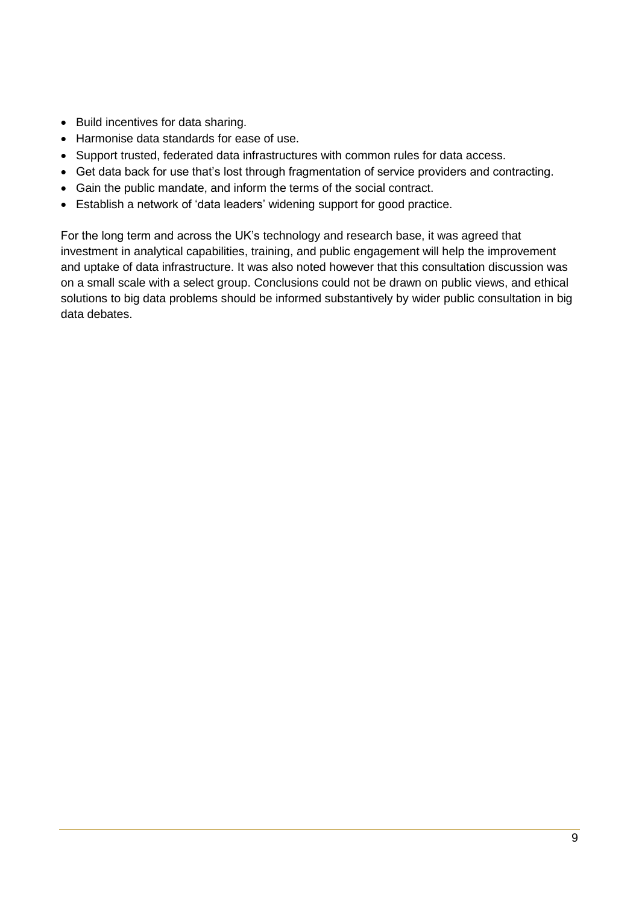- Build incentives for data sharing.
- Harmonise data standards for ease of use.
- Support trusted, federated data infrastructures with common rules for data access.
- Get data back for use that's lost through fragmentation of service providers and contracting.
- Gain the public mandate, and inform the terms of the social contract.
- Establish a network of 'data leaders' widening support for good practice.

For the long term and across the UK's technology and research base, it was agreed that investment in analytical capabilities, training, and public engagement will help the improvement and uptake of data infrastructure. It was also noted however that this consultation discussion was on a small scale with a select group. Conclusions could not be drawn on public views, and ethical solutions to big data problems should be informed substantively by wider public consultation in big data debates.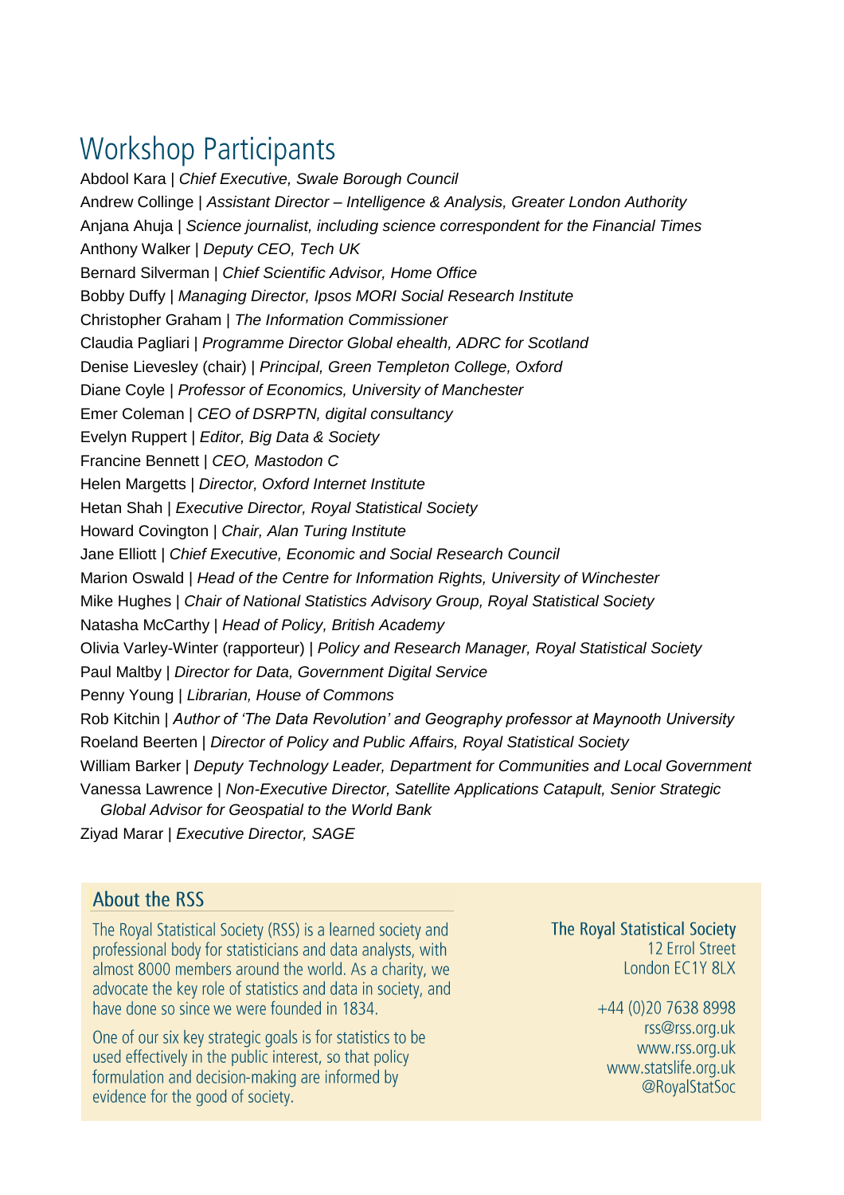# Workshop Participants

Abdool Kara | *Chief Executive, Swale Borough Council*
Andrew Collinge | *Assistant Director – Intelligence & Analysis, Greater London Authority*
Anjana Ahuja | *Science journalist, including science correspondent for the Financial Times*
Anthony Walker | *Deputy CEO, Tech UK*
Bernard Silverman | *Chief Scientific Advisor, Home Office*
Bobby Duffy | *Managing Director, Ipsos MORI Social Research Institute*
Christopher Graham | *The Information Commissioner*
Claudia Pagliari | *Programme Director Global ehealth, ADRC for Scotland*
Denise Lievesley (chair) | *Principal, Green Templeton College, Oxford*
Diane Coyle | *Professor of Economics, University of Manchester*
Emer Coleman | *CEO of DSRPTN, digital consultancy*
Evelyn Ruppert | *Editor, Big Data & Society*
Francine Bennett | *CEO, Mastodon C*
Helen Margetts | *Director, Oxford Internet Institute*
Hetan Shah | *Executive Director, Royal Statistical Society*
Howard Covington | *Chair, Alan Turing Institute*
Jane Elliott | *Chief Executive, Economic and Social Research Council*
Marion Oswald | *Head of the Centre for Information Rights, University of Winchester*
Mike Hughes | *Chair of National Statistics Advisory Group, Royal Statistical Society*
Natasha McCarthy | *Head of Policy, British Academy*
Olivia Varley-Winter (rapporteur) | *Policy and Research Manager, Royal Statistical Society*
Paul Maltby | *Director for Data, Government Digital Service*
Penny Young | *Librarian, House of Commons*
Rob Kitchin | *Author of 'The Data Revolution' and Geography professor at Maynooth University*
Roeland Beerten | *Director of Policy and Public Affairs, Royal Statistical Society*
William Barker | *Deputy Technology Leader, Department for Communities and Local Government*
Vanessa Lawrence | *Non-Executive Director, Satellite Applications Catapult, Senior Strategic Global Advisor for Geospatial to the World Bank*
Ziyad Marar | *Executive Director, SAGE*

## About the RSS

The Royal Statistical Society (RSS) is a learned society and professional body for statisticians and data analysts, with almost 8000 members around the world. As a charity, we advocate the key role of statistics and data in society, and have done so since we were founded in 1834.

One of our six key strategic goals is for statistics to be used effectively in the public interest, so that policy formulation and decision-making are informed by evidence for the good of society.

The Royal Statistical Society
12 Errol Street
London EC1Y 8LX

+44 (0)20 7638 8998
rss@rss.org.uk
www.rss.org.uk
www.statslife.org.uk
@RoyalStatSoc